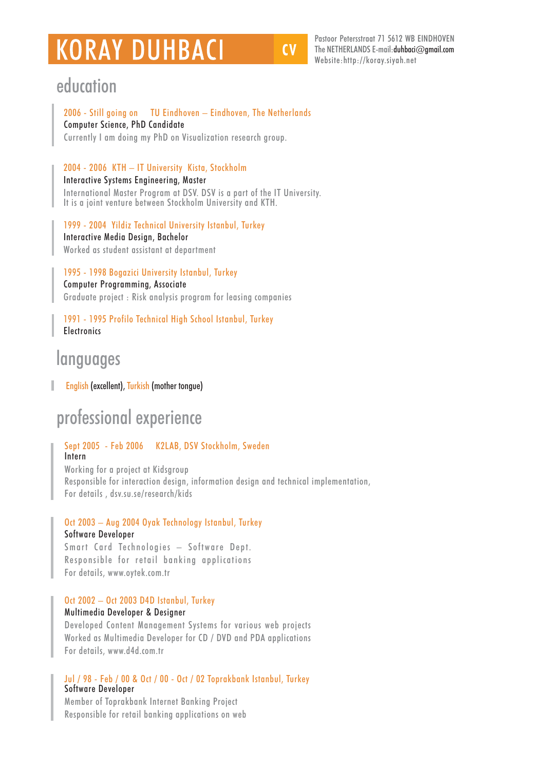# KORAY DUHBACI CV

Pastoor Petersstraat 71 5612 WB EINDHOVEN
The NETHERLANDS E-mail:duhbaci@gmail.com
Website:http://koray.siyah.net

## education

2006 - Still going on TU Eindhoven – Eindhoven, The Netherlands
Computer Science, PhD Candidate
Currently I am doing my PhD on Visualization research group.

2004 - 2006 KTH – IT University Kista, Stockholm
Interactive Systems Engineering, Master
International Master Program at DSV. DSV is a part of the IT University.
It is a joint venture between Stockholm University and KTH.

1999 - 2004 Yildiz Technical University Istanbul, Turkey
Interactive Media Design, Bachelor
Worked as student assistant at department

1995 - 1998 Bogazici University Istanbul, Turkey
Computer Programming, Associate
Graduate project : Risk analysis program for leasing companies

1991 - 1995 Profilo Technical High School Istanbul, Turkey
Electronics

## languages

English (excellent), Turkish (mother tongue)

## professional experience

Sept 2005 - Feb 2006 K2LAB, DSV Stockholm, Sweden
Intern
Working for a project at Kidsgroup
Responsible for interaction design, information design and technical implementation,
For details , dsv.su.se/research/kids

Oct 2003 – Aug 2004 Oyak Technology Istanbul, Turkey
Software Developer
Smart Card Technologies – Software Dept.
Responsible for retail banking applications
For details, www.oytek.com.tr

Oct 2002 – Oct 2003 D4D Istanbul, Turkey
Multimedia Developer & Designer
Developed Content Management Systems for various web projects
Worked as Multimedia Developer for CD / DVD and PDA applications
For details, www.d4d.com.tr

Jul / 98 - Feb / 00 & Oct / 00 - Oct / 02 Toprakbank Istanbul, Turkey
Software Developer
Member of Toprakbank Internet Banking Project
Responsible for retail banking applications on web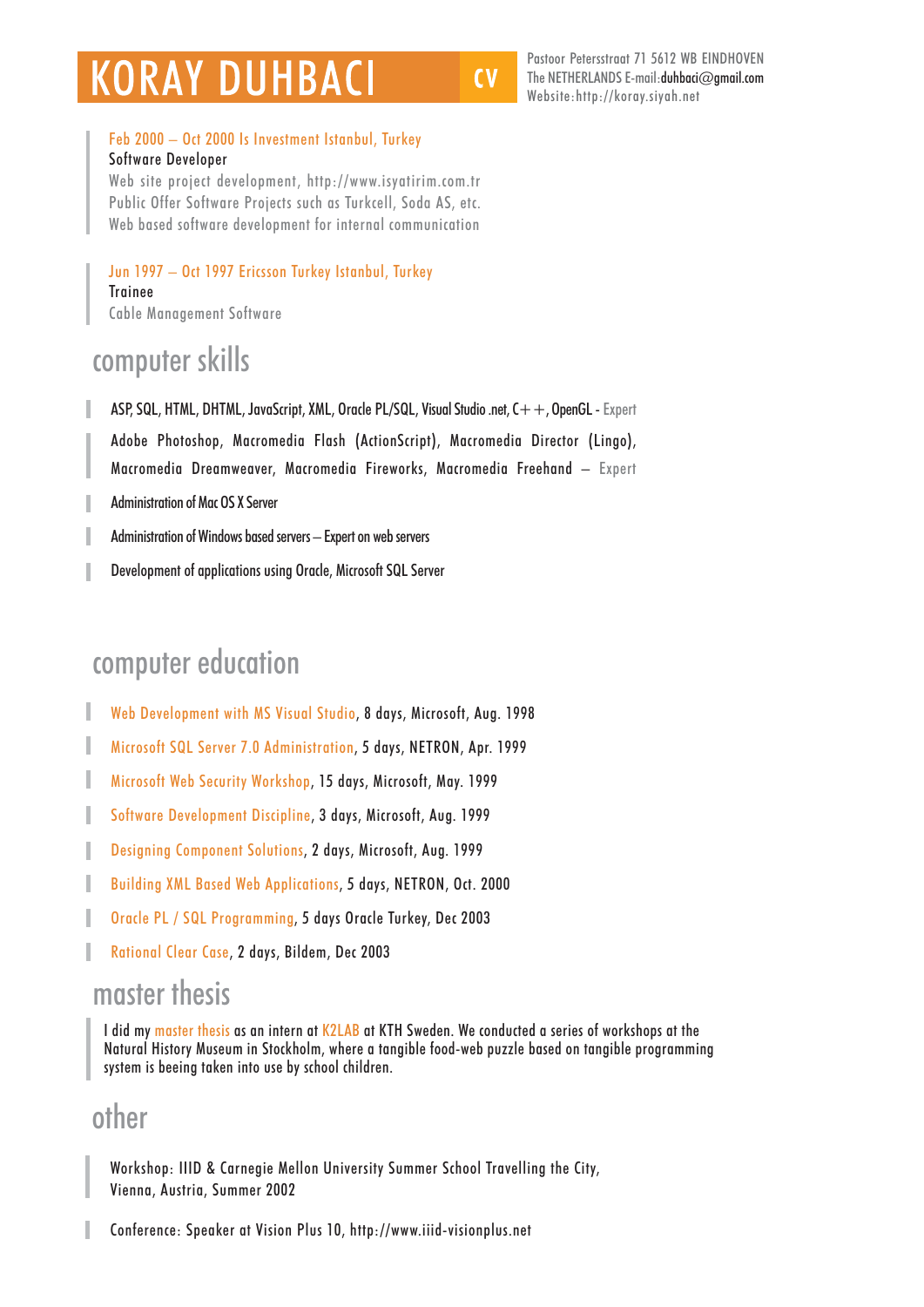# KORAY DUHBACI CV

Pastoor Peterss­traat 71 5612 WB EINDHOVEN
The NETHERLANDS E-mail:duhbaci@gmail.com
Website:http://koray.siyah.net

Feb 2000 – Oct 2000 Is Investment Istanbul, Turkey
Software Developer
Web site project development, http://www.isyatirim.com.tr
Public Offer Software Projects such as Turkcell, Soda AS, etc.
Web based software development for internal communication

Jun 1997 – Oct 1997 Ericsson Turkey Istanbul, Turkey
Trainee
Cable Management Software

## computer skills

- ASP, SQL, HTML, DHTML, JavaScript, XML, Oracle PL/SQL, Visual Studio .net, C++, OpenGL - Expert
- Adobe Photoshop, Macromedia Flash (ActionScript), Macromedia Director (Lingo), Macromedia Dreamweaver, Macromedia Fireworks, Macromedia Freehand – Expert
- Administration of Mac OS X Server
- Administration of Windows based servers – Expert on web servers
- Development of applications using Oracle, Microsoft SQL Server

## computer education

- Web Development with MS Visual Studio, 8 days, Microsoft, Aug. 1998
- Microsoft SQL Server 7.0 Administration, 5 days, NETRON, Apr. 1999
- Microsoft Web Security Workshop, 15 days, Microsoft, May. 1999
- Software Development Discipline, 3 days, Microsoft, Aug. 1999
- Designing Component Solutions, 2 days, Microsoft, Aug. 1999
- Building XML Based Web Applications, 5 days, NETRON, Oct. 2000
- Oracle PL / SQL Programming, 5 days Oracle Turkey, Dec 2003
- Rational Clear Case, 2 days, Bildem, Dec 2003

## master thesis

I did my master thesis as an intern at K2LAB at KTH Sweden. We conducted a series of workshops at the Natural History Museum in Stockholm, where a tangible food-web puzzle based on tangible programming system is beeing taken into use by school children.

## other

Workshop: IIID & Carnegie Mellon University Summer School Travelling the City, Vienna, Austria, Summer 2002

Conference: Speaker at Vision Plus 10, http://www.iiid-visionplus.net